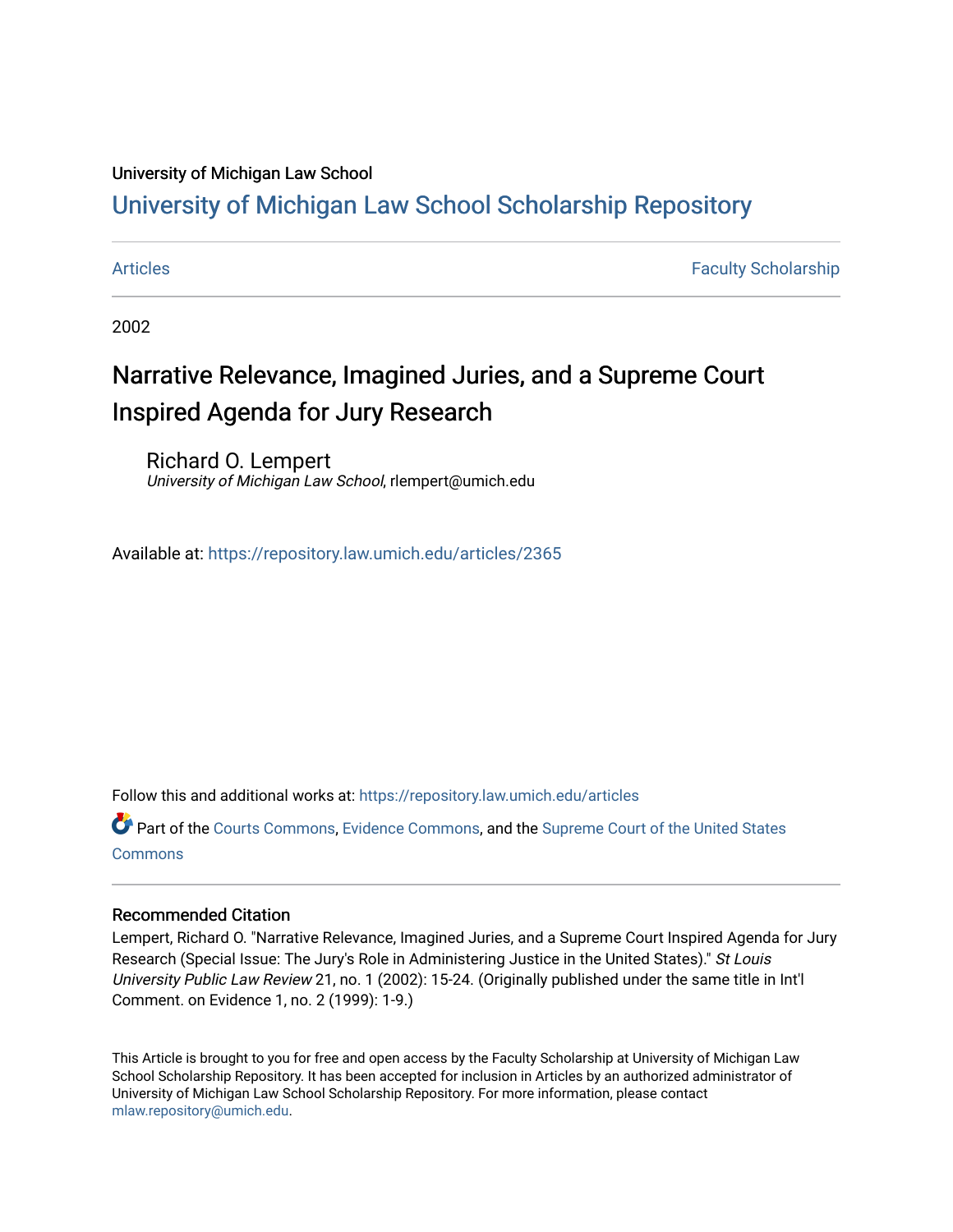University of Michigan Law School

# University of Michigan Law School Scholarship Repository

Articles | Faculty Scholarship

2002

## Narrative Relevance, Imagined Juries, and a Supreme Court Inspired Agenda for Jury Research

Richard O. Lempert
*University of Michigan Law School*, rlempert@umich.edu

Available at: https://repository.law.umich.edu/articles/2365

Follow this and additional works at: https://repository.law.umich.edu/articles

Part of the Courts Commons, Evidence Commons, and the Supreme Court of the United States Commons

### Recommended Citation

Lempert, Richard O. "Narrative Relevance, Imagined Juries, and a Supreme Court Inspired Agenda for Jury Research (Special Issue: The Jury's Role in Administering Justice in the United States)." *St Louis University Public Law Review* 21, no. 1 (2002): 15-24. (Originally published under the same title in Int'l Comment. on Evidence 1, no. 2 (1999): 1-9.)

This Article is brought to you for free and open access by the Faculty Scholarship at University of Michigan Law School Scholarship Repository. It has been accepted for inclusion in Articles by an authorized administrator of University of Michigan Law School Scholarship Repository. For more information, please contact mlaw.repository@umich.edu.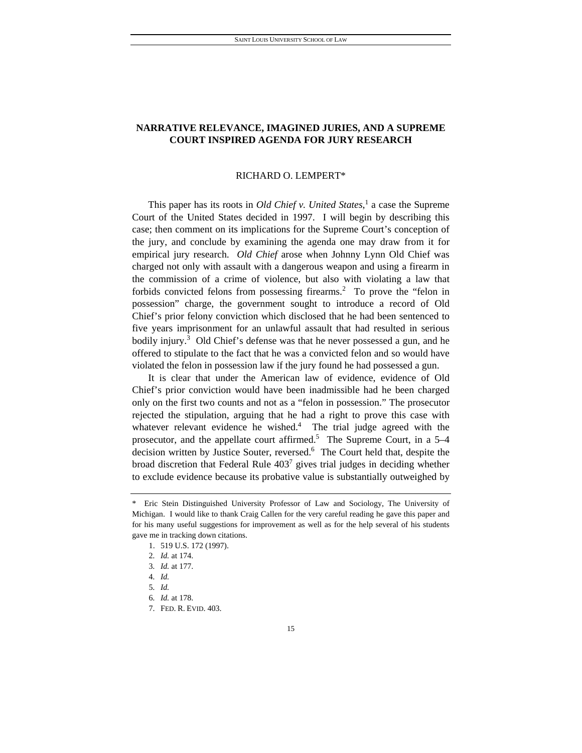# NARRATIVE RELEVANCE, IMAGINED JURIES, AND A SUPREME COURT INSPIRED AGENDA FOR JURY RESEARCH

RICHARD O. LEMPERT*

This paper has its roots in *Old Chief v. United States*,[1] a case the Supreme Court of the United States decided in 1997. I will begin by describing this case; then comment on its implications for the Supreme Court's conception of the jury, and conclude by examining the agenda one may draw from it for empirical jury research. *Old Chief* arose when Johnny Lynn Old Chief was charged not only with assault with a dangerous weapon and using a firearm in the commission of a crime of violence, but also with violating a law that forbids convicted felons from possessing firearms.[2] To prove the "felon in possession" charge, the government sought to introduce a record of Old Chief's prior felony conviction which disclosed that he had been sentenced to five years imprisonment for an unlawful assault that had resulted in serious bodily injury.[3] Old Chief's defense was that he never possessed a gun, and he offered to stipulate to the fact that he was a convicted felon and so would have violated the felon in possession law if the jury found he had possessed a gun.

It is clear that under the American law of evidence, evidence of Old Chief's prior conviction would have been inadmissible had he been charged only on the first two counts and not as a "felon in possession." The prosecutor rejected the stipulation, arguing that he had a right to prove this case with whatever relevant evidence he wished.[4] The trial judge agreed with the prosecutor, and the appellate court affirmed.[5] The Supreme Court, in a 5–4 decision written by Justice Souter, reversed.[6] The Court held that, despite the broad discretion that Federal Rule 403[7] gives trial judges in deciding whether to exclude evidence because its probative value is substantially outweighed by

---

\* Eric Stein Distinguished University Professor of Law and Sociology, The University of Michigan. I would like to thank Craig Callen for the very careful reading he gave this paper and for his many useful suggestions for improvement as well as for the help several of his students gave me in tracking down citations.

1. 519 U.S. 172 (1997).
2. *Id.* at 174.
3. *Id.* at 177.
4. *Id.*
5. *Id.*
6. *Id.* at 178.
7. FED. R. EVID. 403.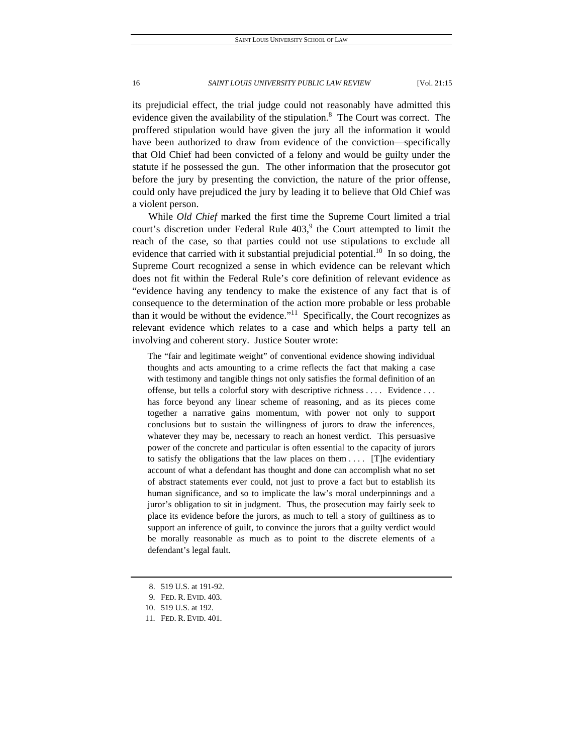its prejudicial effect, the trial judge could not reasonably have admitted this evidence given the availability of the stipulation.[8] The Court was correct. The proffered stipulation would have given the jury all the information it would have been authorized to draw from evidence of the conviction—specifically that Old Chief had been convicted of a felony and would be guilty under the statute if he possessed the gun. The other information that the prosecutor got before the jury by presenting the conviction, the nature of the prior offense, could only have prejudiced the jury by leading it to believe that Old Chief was a violent person.

While *Old Chief* marked the first time the Supreme Court limited a trial court's discretion under Federal Rule 403,[9] the Court attempted to limit the reach of the case, so that parties could not use stipulations to exclude all evidence that carried with it substantial prejudicial potential.[10] In so doing, the Supreme Court recognized a sense in which evidence can be relevant which does not fit within the Federal Rule's core definition of relevant evidence as "evidence having any tendency to make the existence of any fact that is of consequence to the determination of the action more probable or less probable than it would be without the evidence."[11] Specifically, the Court recognizes as relevant evidence which relates to a case and which helps a party tell an involving and coherent story. Justice Souter wrote:

> The "fair and legitimate weight" of conventional evidence showing individual thoughts and acts amounting to a crime reflects the fact that making a case with testimony and tangible things not only satisfies the formal definition of an offense, but tells a colorful story with descriptive richness . . . . Evidence . . . has force beyond any linear scheme of reasoning, and as its pieces come together a narrative gains momentum, with power not only to support conclusions but to sustain the willingness of jurors to draw the inferences, whatever they may be, necessary to reach an honest verdict. This persuasive power of the concrete and particular is often essential to the capacity of jurors to satisfy the obligations that the law places on them . . . . [T]he evidentiary account of what a defendant has thought and done can accomplish what no set of abstract statements ever could, not just to prove a fact but to establish its human significance, and so to implicate the law's moral underpinnings and a juror's obligation to sit in judgment. Thus, the prosecution may fairly seek to place its evidence before the jurors, as much to tell a story of guiltiness as to support an inference of guilt, to convince the jurors that a guilty verdict would be morally reasonable as much as to point to the discrete elements of a defendant's legal fault.

8. 519 U.S. at 191-92.
9. FED. R. EVID. 403.
10. 519 U.S. at 192.
11. FED. R. EVID. 401.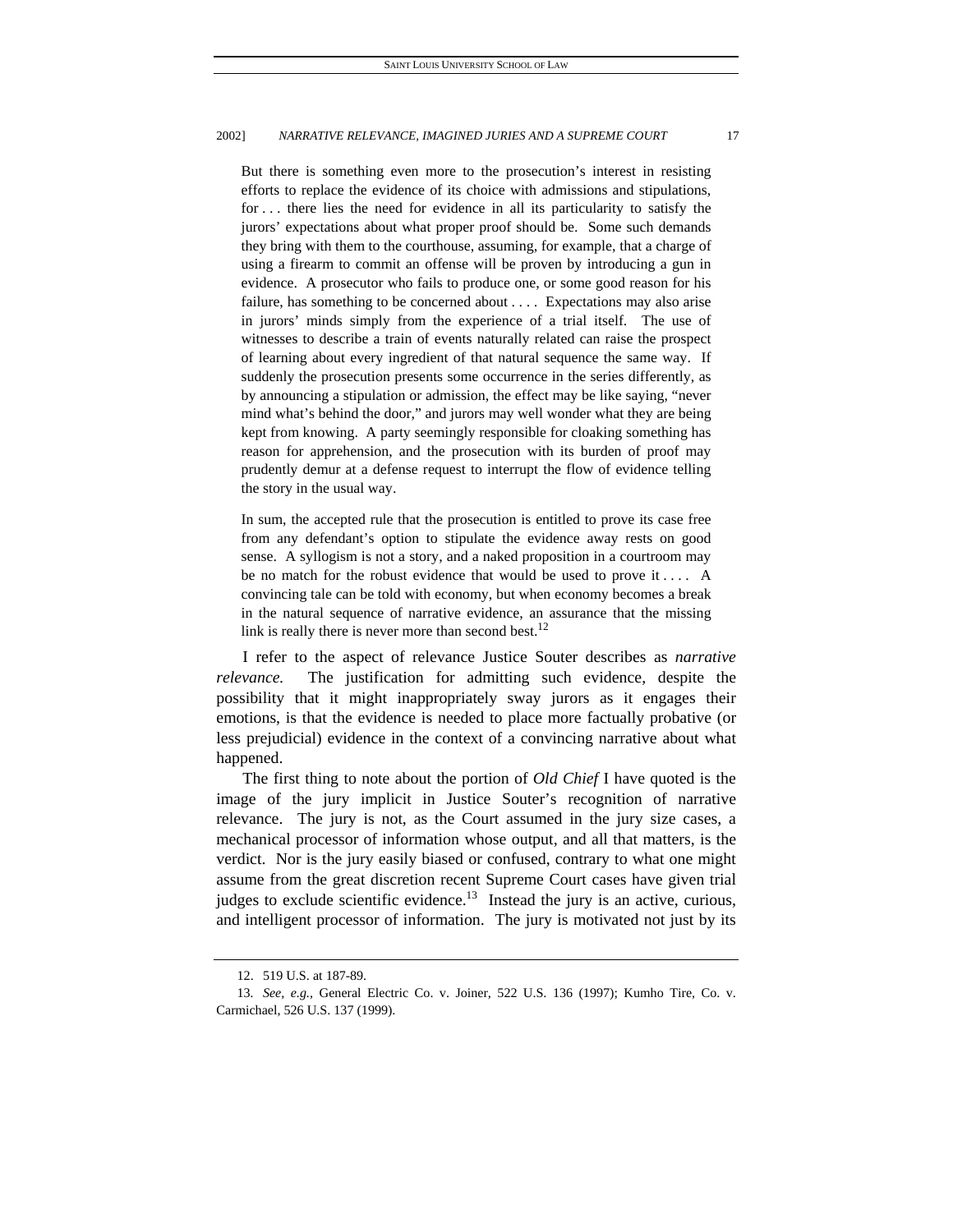> But there is something even more to the prosecution's interest in resisting efforts to replace the evidence of its choice with admissions and stipulations, for . . . there lies the need for evidence in all its particularity to satisfy the jurors' expectations about what proper proof should be. Some such demands they bring with them to the courthouse, assuming, for example, that a charge of using a firearm to commit an offense will be proven by introducing a gun in evidence. A prosecutor who fails to produce one, or some good reason for his failure, has something to be concerned about . . . . Expectations may also arise in jurors' minds simply from the experience of a trial itself. The use of witnesses to describe a train of events naturally related can raise the prospect of learning about every ingredient of that natural sequence the same way. If suddenly the prosecution presents some occurrence in the series differently, as by announcing a stipulation or admission, the effect may be like saying, "never mind what's behind the door," and jurors may well wonder what they are being kept from knowing. A party seemingly responsible for cloaking something has reason for apprehension, and the prosecution with its burden of proof may prudently demur at a defense request to interrupt the flow of evidence telling the story in the usual way.
>
> In sum, the accepted rule that the prosecution is entitled to prove its case free from any defendant's option to stipulate the evidence away rests on good sense. A syllogism is not a story, and a naked proposition in a courtroom may be no match for the robust evidence that would be used to prove it . . . . A convincing tale can be told with economy, but when economy becomes a break in the natural sequence of narrative evidence, an assurance that the missing link is really there is never more than second best.[12]

I refer to the aspect of relevance Justice Souter describes as *narrative relevance.* The justification for admitting such evidence, despite the possibility that it might inappropriately sway jurors as it engages their emotions, is that the evidence is needed to place more factually probative (or less prejudicial) evidence in the context of a convincing narrative about what happened.

The first thing to note about the portion of *Old Chief* I have quoted is the image of the jury implicit in Justice Souter's recognition of narrative relevance. The jury is not, as the Court assumed in the jury size cases, a mechanical processor of information whose output, and all that matters, is the verdict. Nor is the jury easily biased or confused, contrary to what one might assume from the great discretion recent Supreme Court cases have given trial judges to exclude scientific evidence.[13] Instead the jury is an active, curious, and intelligent processor of information. The jury is motivated not just by its

---

12. 519 U.S. at 187-89.

13. *See, e.g.*, General Electric Co. v. Joiner, 522 U.S. 136 (1997); Kumho Tire, Co. v. Carmichael, 526 U.S. 137 (1999).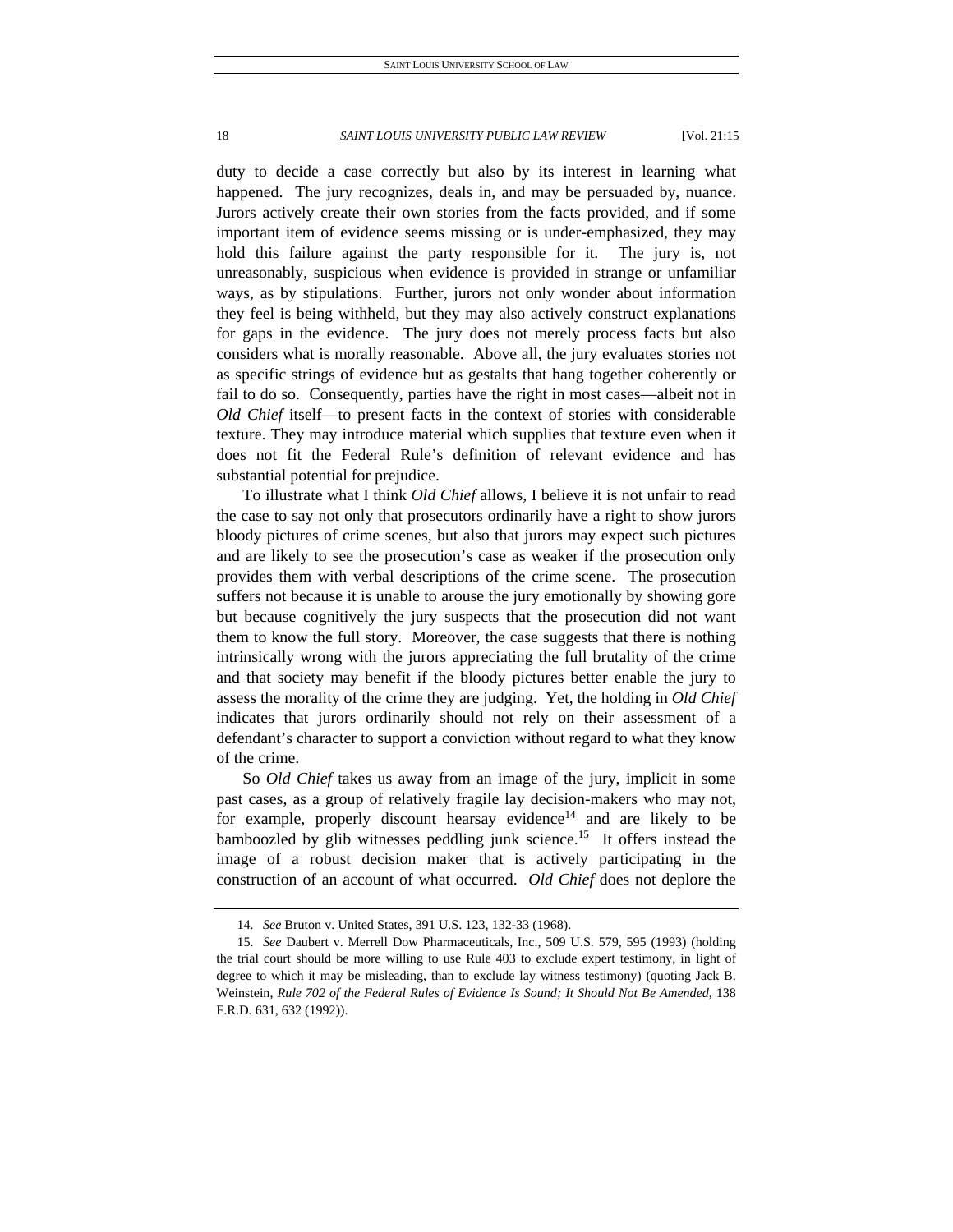duty to decide a case correctly but also by its interest in learning what happened. The jury recognizes, deals in, and may be persuaded by, nuance. Jurors actively create their own stories from the facts provided, and if some important item of evidence seems missing or is under-emphasized, they may hold this failure against the party responsible for it. The jury is, not unreasonably, suspicious when evidence is provided in strange or unfamiliar ways, as by stipulations. Further, jurors not only wonder about information they feel is being withheld, but they may also actively construct explanations for gaps in the evidence. The jury does not merely process facts but also considers what is morally reasonable. Above all, the jury evaluates stories not as specific strings of evidence but as gestalts that hang together coherently or fail to do so. Consequently, parties have the right in most cases—albeit not in *Old Chief* itself—to present facts in the context of stories with considerable texture. They may introduce material which supplies that texture even when it does not fit the Federal Rule's definition of relevant evidence and has substantial potential for prejudice.

To illustrate what I think *Old Chief* allows, I believe it is not unfair to read the case to say not only that prosecutors ordinarily have a right to show jurors bloody pictures of crime scenes, but also that jurors may expect such pictures and are likely to see the prosecution's case as weaker if the prosecution only provides them with verbal descriptions of the crime scene. The prosecution suffers not because it is unable to arouse the jury emotionally by showing gore but because cognitively the jury suspects that the prosecution did not want them to know the full story. Moreover, the case suggests that there is nothing intrinsically wrong with the jurors appreciating the full brutality of the crime and that society may benefit if the bloody pictures better enable the jury to assess the morality of the crime they are judging. Yet, the holding in *Old Chief* indicates that jurors ordinarily should not rely on their assessment of a defendant's character to support a conviction without regard to what they know of the crime.

So *Old Chief* takes us away from an image of the jury, implicit in some past cases, as a group of relatively fragile lay decision-makers who may not, for example, properly discount hearsay evidence[14] and are likely to be bamboozled by glib witnesses peddling junk science.[15] It offers instead the image of a robust decision maker that is actively participating in the construction of an account of what occurred. *Old Chief* does not deplore the

---

14. *See* Bruton v. United States, 391 U.S. 123, 132-33 (1968).

15. *See* Daubert v. Merrell Dow Pharmaceuticals, Inc., 509 U.S. 579, 595 (1993) (holding the trial court should be more willing to use Rule 403 to exclude expert testimony, in light of degree to which it may be misleading, than to exclude lay witness testimony) (quoting Jack B. Weinstein, *Rule 702 of the Federal Rules of Evidence Is Sound; It Should Not Be Amended*, 138 F.R.D. 631, 632 (1992)).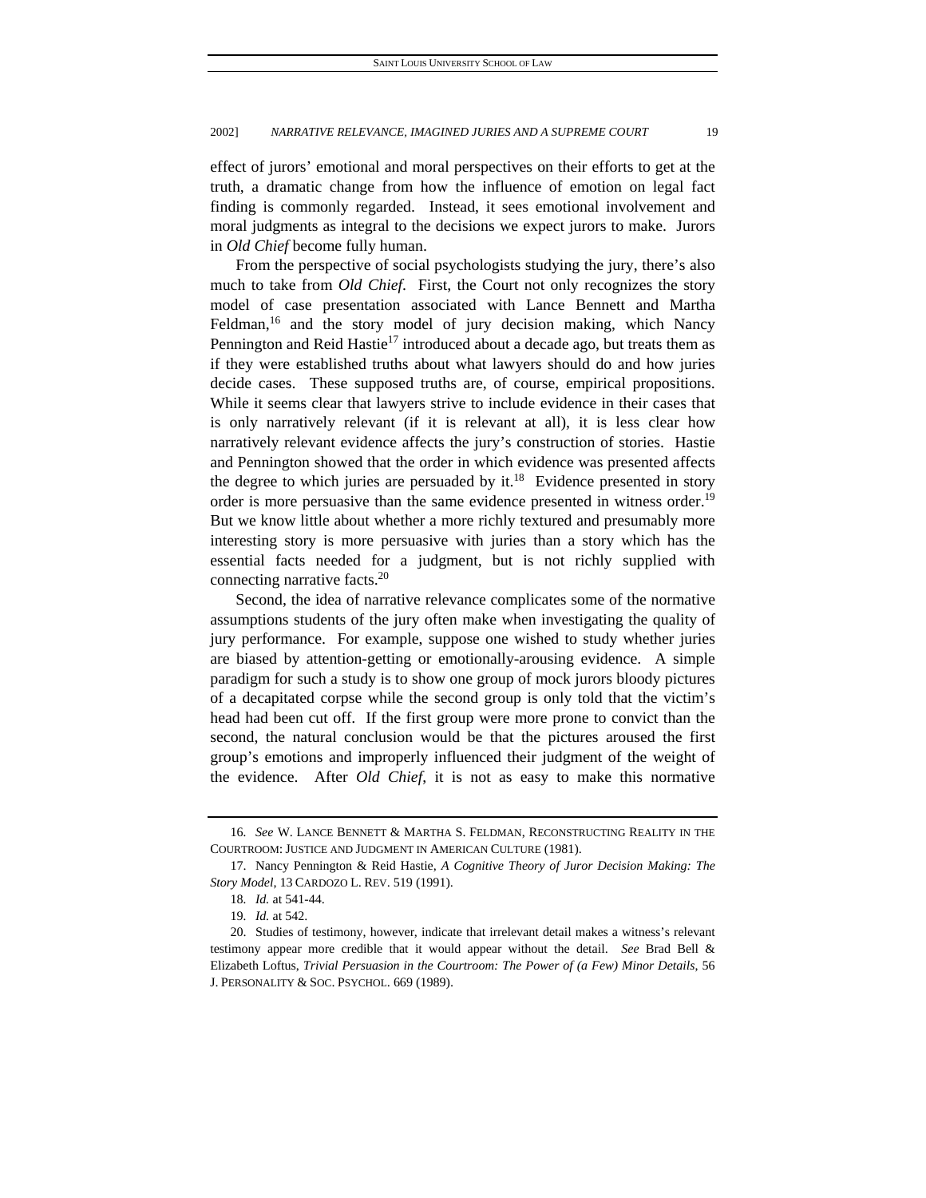effect of jurors' emotional and moral perspectives on their efforts to get at the truth, a dramatic change from how the influence of emotion on legal fact finding is commonly regarded. Instead, it sees emotional involvement and moral judgments as integral to the decisions we expect jurors to make. Jurors in *Old Chief* become fully human.

From the perspective of social psychologists studying the jury, there's also much to take from *Old Chief*. First, the Court not only recognizes the story model of case presentation associated with Lance Bennett and Martha Feldman,[16] and the story model of jury decision making, which Nancy Pennington and Reid Hastie[17] introduced about a decade ago, but treats them as if they were established truths about what lawyers should do and how juries decide cases. These supposed truths are, of course, empirical propositions. While it seems clear that lawyers strive to include evidence in their cases that is only narratively relevant (if it is relevant at all), it is less clear how narratively relevant evidence affects the jury's construction of stories. Hastie and Pennington showed that the order in which evidence was presented affects the degree to which juries are persuaded by it.[18] Evidence presented in story order is more persuasive than the same evidence presented in witness order.[19] But we know little about whether a more richly textured and presumably more interesting story is more persuasive with juries than a story which has the essential facts needed for a judgment, but is not richly supplied with connecting narrative facts.[20]

Second, the idea of narrative relevance complicates some of the normative assumptions students of the jury often make when investigating the quality of jury performance. For example, suppose one wished to study whether juries are biased by attention-getting or emotionally-arousing evidence. A simple paradigm for such a study is to show one group of mock jurors bloody pictures of a decapitated corpse while the second group is only told that the victim's head had been cut off. If the first group were more prone to convict than the second, the natural conclusion would be that the pictures aroused the first group's emotions and improperly influenced their judgment of the weight of the evidence. After *Old Chief*, it is not as easy to make this normative

---

16. *See* W. LANCE BENNETT & MARTHA S. FELDMAN, RECONSTRUCTING REALITY IN THE COURTROOM: JUSTICE AND JUDGMENT IN AMERICAN CULTURE (1981).

17. Nancy Pennington & Reid Hastie, *A Cognitive Theory of Juror Decision Making: The Story Model*, 13 CARDOZO L. REV. 519 (1991).

18. *Id.* at 541-44.

19. *Id.* at 542.

20. Studies of testimony, however, indicate that irrelevant detail makes a witness's relevant testimony appear more credible that it would appear without the detail. *See* Brad Bell & Elizabeth Loftus, *Trivial Persuasion in the Courtroom: The Power of (a Few) Minor Details*, 56 J. PERSONALITY & SOC. PSYCHOL. 669 (1989).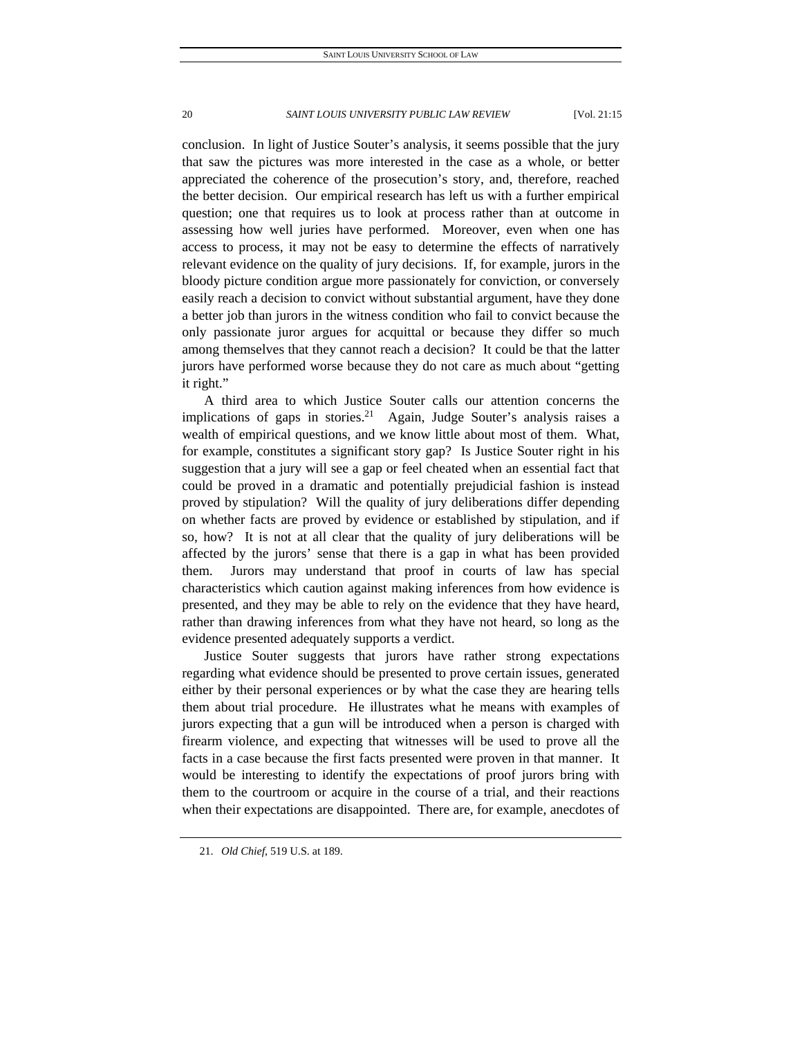conclusion. In light of Justice Souter's analysis, it seems possible that the jury that saw the pictures was more interested in the case as a whole, or better appreciated the coherence of the prosecution's story, and, therefore, reached the better decision. Our empirical research has left us with a further empirical question; one that requires us to look at process rather than at outcome in assessing how well juries have performed. Moreover, even when one has access to process, it may not be easy to determine the effects of narratively relevant evidence on the quality of jury decisions. If, for example, jurors in the bloody picture condition argue more passionately for conviction, or conversely easily reach a decision to convict without substantial argument, have they done a better job than jurors in the witness condition who fail to convict because the only passionate juror argues for acquittal or because they differ so much among themselves that they cannot reach a decision? It could be that the latter jurors have performed worse because they do not care as much about "getting it right."

A third area to which Justice Souter calls our attention concerns the implications of gaps in stories.[21] Again, Judge Souter's analysis raises a wealth of empirical questions, and we know little about most of them. What, for example, constitutes a significant story gap? Is Justice Souter right in his suggestion that a jury will see a gap or feel cheated when an essential fact that could be proved in a dramatic and potentially prejudicial fashion is instead proved by stipulation? Will the quality of jury deliberations differ depending on whether facts are proved by evidence or established by stipulation, and if so, how? It is not at all clear that the quality of jury deliberations will be affected by the jurors' sense that there is a gap in what has been provided them. Jurors may understand that proof in courts of law has special characteristics which caution against making inferences from how evidence is presented, and they may be able to rely on the evidence that they have heard, rather than drawing inferences from what they have not heard, so long as the evidence presented adequately supports a verdict.

Justice Souter suggests that jurors have rather strong expectations regarding what evidence should be presented to prove certain issues, generated either by their personal experiences or by what the case they are hearing tells them about trial procedure. He illustrates what he means with examples of jurors expecting that a gun will be introduced when a person is charged with firearm violence, and expecting that witnesses will be used to prove all the facts in a case because the first facts presented were proven in that manner. It would be interesting to identify the expectations of proof jurors bring with them to the courtroom or acquire in the course of a trial, and their reactions when their expectations are disappointed. There are, for example, anecdotes of

---

21. *Old Chief*, 519 U.S. at 189.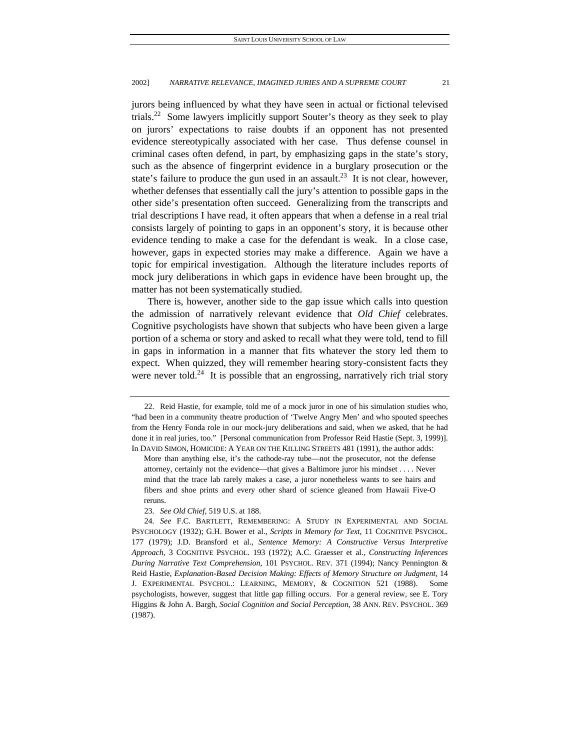jurors being influenced by what they have seen in actual or fictional televised trials.[22] Some lawyers implicitly support Souter's theory as they seek to play on jurors' expectations to raise doubts if an opponent has not presented evidence stereotypically associated with her case. Thus defense counsel in criminal cases often defend, in part, by emphasizing gaps in the state's story, such as the absence of fingerprint evidence in a burglary prosecution or the state's failure to produce the gun used in an assault.[23] It is not clear, however, whether defenses that essentially call the jury's attention to possible gaps in the other side's presentation often succeed. Generalizing from the transcripts and trial descriptions I have read, it often appears that when a defense in a real trial consists largely of pointing to gaps in an opponent's story, it is because other evidence tending to make a case for the defendant is weak. In a close case, however, gaps in expected stories may make a difference. Again we have a topic for empirical investigation. Although the literature includes reports of mock jury deliberations in which gaps in evidence have been brought up, the matter has not been systematically studied.

There is, however, another side to the gap issue which calls into question the admission of narratively relevant evidence that *Old Chief* celebrates. Cognitive psychologists have shown that subjects who have been given a large portion of a schema or story and asked to recall what they were told, tend to fill in gaps in information in a manner that fits whatever the story led them to expect. When quizzed, they will remember hearing story-consistent facts they were never told.[24] It is possible that an engrossing, narratively rich trial story

---

22. Reid Hastie, for example, told me of a mock juror in one of his simulation studies who, "had been in a community theatre production of 'Twelve Angry Men' and who spouted speeches from the Henry Fonda role in our mock-jury deliberations and said, when we asked, that he had done it in real juries, too." [Personal communication from Professor Reid Hastie (Sept. 3, 1999)]. In DAVID SIMON, HOMICIDE: A YEAR ON THE KILLING STREETS 481 (1991), the author adds:

> More than anything else, it's the cathode-ray tube—not the prosecutor, not the defense attorney, certainly not the evidence—that gives a Baltimore juror his mindset . . . . Never mind that the trace lab rarely makes a case, a juror nonetheless wants to see hairs and fibers and shoe prints and every other shard of science gleaned from Hawaii Five-O reruns.

23. *See Old Chief*, 519 U.S. at 188.

24. *See* F.C. BARTLETT, REMEMBERING: A STUDY IN EXPERIMENTAL AND SOCIAL PSYCHOLOGY (1932); G.H. Bower et al., *Scripts in Memory for Text*, 11 COGNITIVE PSYCHOL. 177 (1979); J.D. Bransford et al., *Sentence Memory: A Constructive Versus Interpretive Approach*, 3 COGNITIVE PSYCHOL. 193 (1972); A.C. Graesser et al., *Constructing Inferences During Narrative Text Comprehension*, 101 PSYCHOL. REV. 371 (1994); Nancy Pennington & Reid Hastie, *Explanation-Based Decision Making: Effects of Memory Structure on Judgment*, 14 J. EXPERIMENTAL PSYCHOL.: LEARNING, MEMORY, & COGNITION 521 (1988). Some psychologists, however, suggest that little gap filling occurs. For a general review, see E. Tory Higgins & John A. Bargh, *Social Cognition and Social Perception*, 38 ANN. REV. PSYCHOL. 369 (1987).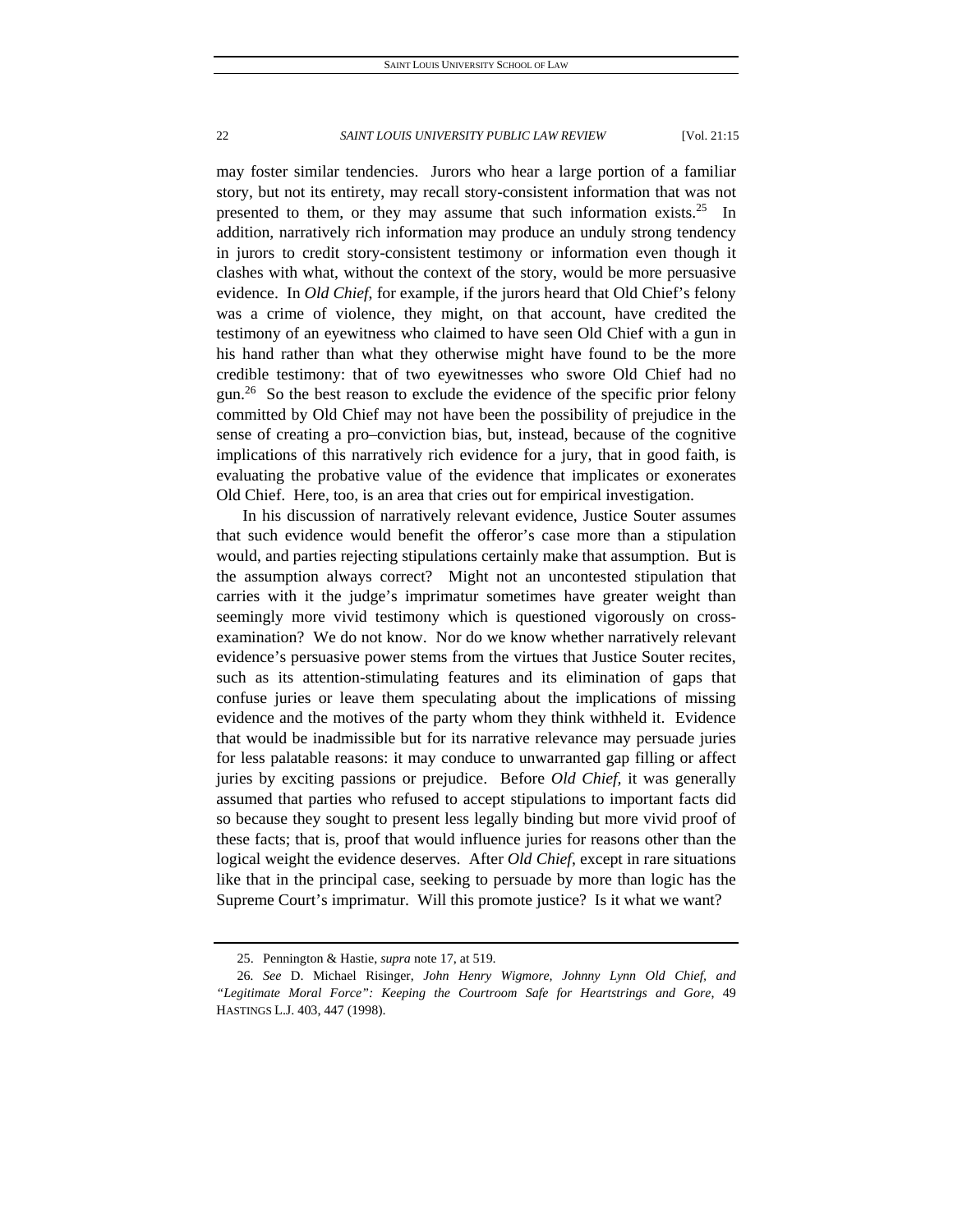may foster similar tendencies. Jurors who hear a large portion of a familiar story, but not its entirety, may recall story-consistent information that was not presented to them, or they may assume that such information exists.[25] In addition, narratively rich information may produce an unduly strong tendency in jurors to credit story-consistent testimony or information even though it clashes with what, without the context of the story, would be more persuasive evidence. In *Old Chief*, for example, if the jurors heard that Old Chief's felony was a crime of violence, they might, on that account, have credited the testimony of an eyewitness who claimed to have seen Old Chief with a gun in his hand rather than what they otherwise might have found to be the more credible testimony: that of two eyewitnesses who swore Old Chief had no gun.[26] So the best reason to exclude the evidence of the specific prior felony committed by Old Chief may not have been the possibility of prejudice in the sense of creating a pro–conviction bias, but, instead, because of the cognitive implications of this narratively rich evidence for a jury, that in good faith, is evaluating the probative value of the evidence that implicates or exonerates Old Chief. Here, too, is an area that cries out for empirical investigation.

In his discussion of narratively relevant evidence, Justice Souter assumes that such evidence would benefit the offeror's case more than a stipulation would, and parties rejecting stipulations certainly make that assumption. But is the assumption always correct? Might not an uncontested stipulation that carries with it the judge's imprimatur sometimes have greater weight than seemingly more vivid testimony which is questioned vigorously on cross-examination? We do not know. Nor do we know whether narratively relevant evidence's persuasive power stems from the virtues that Justice Souter recites, such as its attention-stimulating features and its elimination of gaps that confuse juries or leave them speculating about the implications of missing evidence and the motives of the party whom they think withheld it. Evidence that would be inadmissible but for its narrative relevance may persuade juries for less palatable reasons: it may conduce to unwarranted gap filling or affect juries by exciting passions or prejudice. Before *Old Chief*, it was generally assumed that parties who refused to accept stipulations to important facts did so because they sought to present less legally binding but more vivid proof of these facts; that is, proof that would influence juries for reasons other than the logical weight the evidence deserves. After *Old Chief*, except in rare situations like that in the principal case, seeking to persuade by more than logic has the Supreme Court's imprimatur. Will this promote justice? Is it what we want?

---

25. Pennington & Hastie, *supra* note 17, at 519.

26. *See* D. Michael Risinger, *John Henry Wigmore, Johnny Lynn Old Chief, and "Legitimate Moral Force": Keeping the Courtroom Safe for Heartstrings and Gore*, 49 HASTINGS L.J. 403, 447 (1998).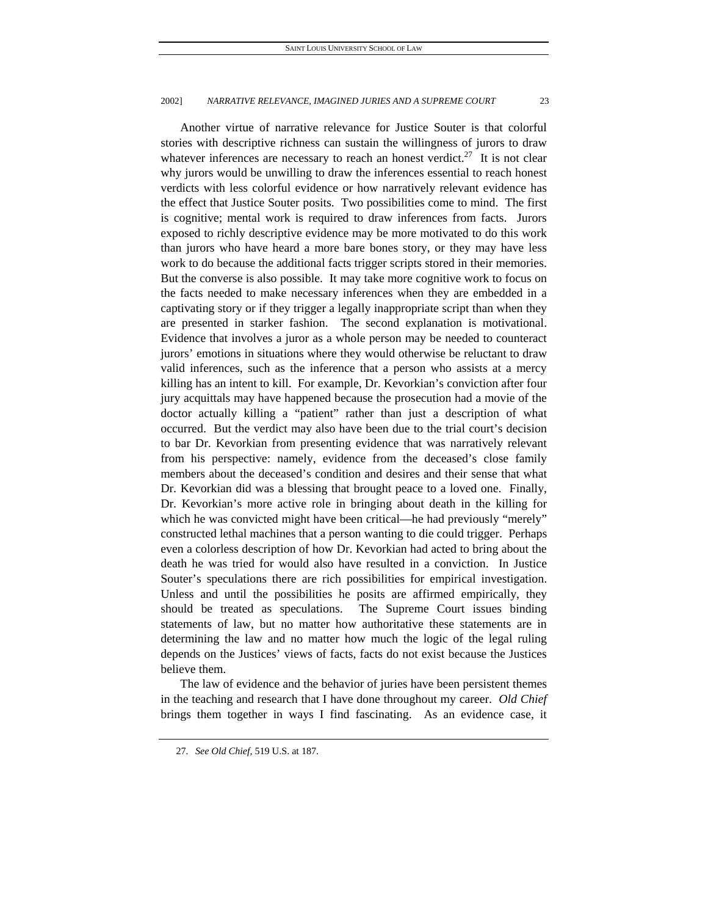Another virtue of narrative relevance for Justice Souter is that colorful stories with descriptive richness can sustain the willingness of jurors to draw whatever inferences are necessary to reach an honest verdict.[27] It is not clear why jurors would be unwilling to draw the inferences essential to reach honest verdicts with less colorful evidence or how narratively relevant evidence has the effect that Justice Souter posits. Two possibilities come to mind. The first is cognitive; mental work is required to draw inferences from facts. Jurors exposed to richly descriptive evidence may be more motivated to do this work than jurors who have heard a more bare bones story, or they may have less work to do because the additional facts trigger scripts stored in their memories. But the converse is also possible. It may take more cognitive work to focus on the facts needed to make necessary inferences when they are embedded in a captivating story or if they trigger a legally inappropriate script than when they are presented in starker fashion. The second explanation is motivational. Evidence that involves a juror as a whole person may be needed to counteract jurors' emotions in situations where they would otherwise be reluctant to draw valid inferences, such as the inference that a person who assists at a mercy killing has an intent to kill. For example, Dr. Kevorkian's conviction after four jury acquittals may have happened because the prosecution had a movie of the doctor actually killing a "patient" rather than just a description of what occurred. But the verdict may also have been due to the trial court's decision to bar Dr. Kevorkian from presenting evidence that was narratively relevant from his perspective: namely, evidence from the deceased's close family members about the deceased's condition and desires and their sense that what Dr. Kevorkian did was a blessing that brought peace to a loved one. Finally, Dr. Kevorkian's more active role in bringing about death in the killing for which he was convicted might have been critical—he had previously "merely" constructed lethal machines that a person wanting to die could trigger. Perhaps even a colorless description of how Dr. Kevorkian had acted to bring about the death he was tried for would also have resulted in a conviction. In Justice Souter's speculations there are rich possibilities for empirical investigation. Unless and until the possibilities he posits are affirmed empirically, they should be treated as speculations. The Supreme Court issues binding statements of law, but no matter how authoritative these statements are in determining the law and no matter how much the logic of the legal ruling depends on the Justices' views of facts, facts do not exist because the Justices believe them.

The law of evidence and the behavior of juries have been persistent themes in the teaching and research that I have done throughout my career. *Old Chief* brings them together in ways I find fascinating. As an evidence case, it

---

27. *See Old Chief*, 519 U.S. at 187.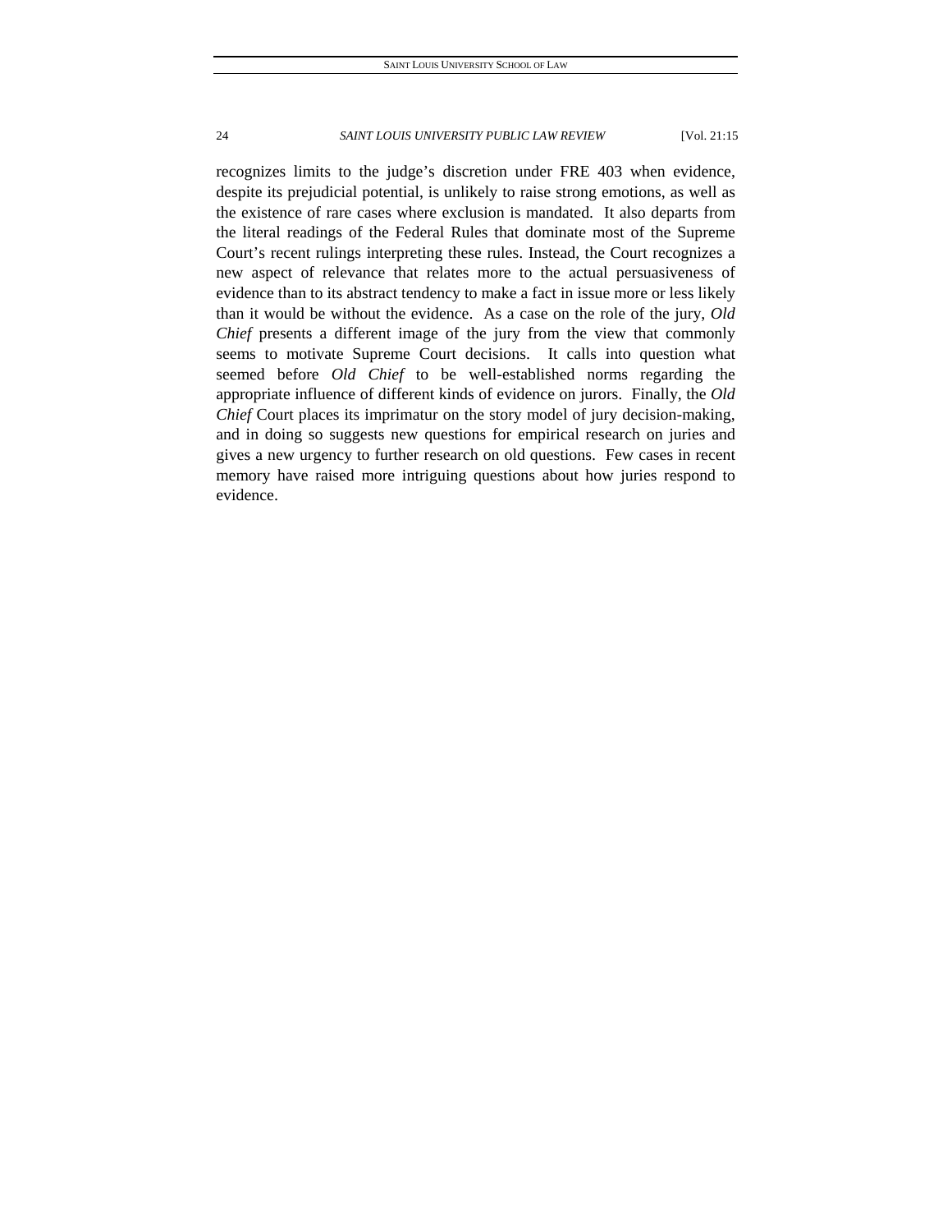recognizes limits to the judge's discretion under FRE 403 when evidence, despite its prejudicial potential, is unlikely to raise strong emotions, as well as the existence of rare cases where exclusion is mandated. It also departs from the literal readings of the Federal Rules that dominate most of the Supreme Court's recent rulings interpreting these rules. Instead, the Court recognizes a new aspect of relevance that relates more to the actual persuasiveness of evidence than to its abstract tendency to make a fact in issue more or less likely than it would be without the evidence. As a case on the role of the jury, *Old Chief* presents a different image of the jury from the view that commonly seems to motivate Supreme Court decisions. It calls into question what seemed before *Old Chief* to be well-established norms regarding the appropriate influence of different kinds of evidence on jurors. Finally, the *Old Chief* Court places its imprimatur on the story model of jury decision-making, and in doing so suggests new questions for empirical research on juries and gives a new urgency to further research on old questions. Few cases in recent memory have raised more intriguing questions about how juries respond to evidence.